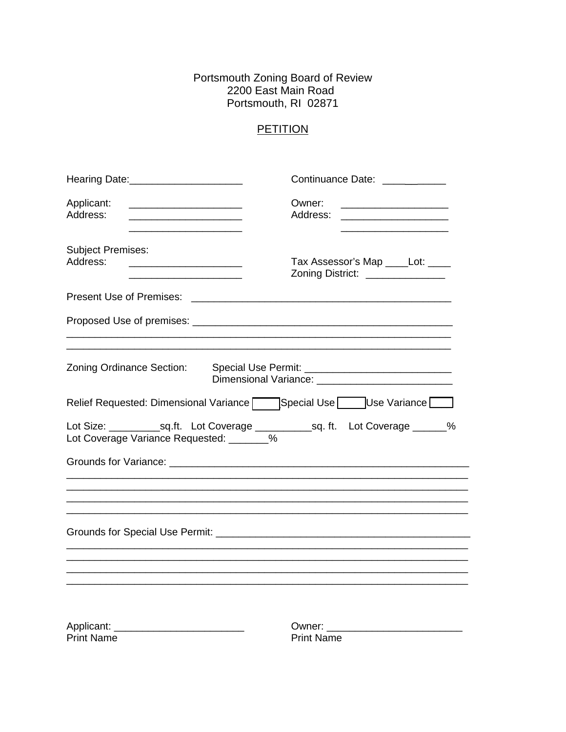Portsmouth Zoning Board of Review
2200 East Main Road
Portsmouth, RI 02871

PETITION

Hearing Date:____________________ Continuance Date: ___________

Applicant: ____________________ Owner: ___________________
Address: ____________________ Address: ___________________
____________________ ___________________

Subject Premises:
Address: ____________________ Tax Assessor's Map ____Lot: ____
____________________ Zoning District: ______________

Present Use of Premises: ______________________________________________

Proposed Use of premises: ______________________________________________
____________________________________________________________________
____________________________________________________________________

Zoning Ordinance Section: Special Use Permit: __________________________
Dimensional Variance: ________________________

Relief Requested: Dimensional Variance ☐ Special Use ☐ Use Variance ☐

Lot Size: _________sq.ft. Lot Coverage __________sq. ft. Lot Coverage ______%
Lot Coverage Variance Requested: _______%

Grounds for Variance: _____________________________________________________
_______________________________________________________________________
_______________________________________________________________________
_______________________________________________________________________
_______________________________________________________________________

Grounds for Special Use Permit: ____________________________________________
_______________________________________________________________________
_______________________________________________________________________
_______________________________________________________________________
_______________________________________________________________________

Applicant: _______________________ Owner: ________________________
Print Name Print Name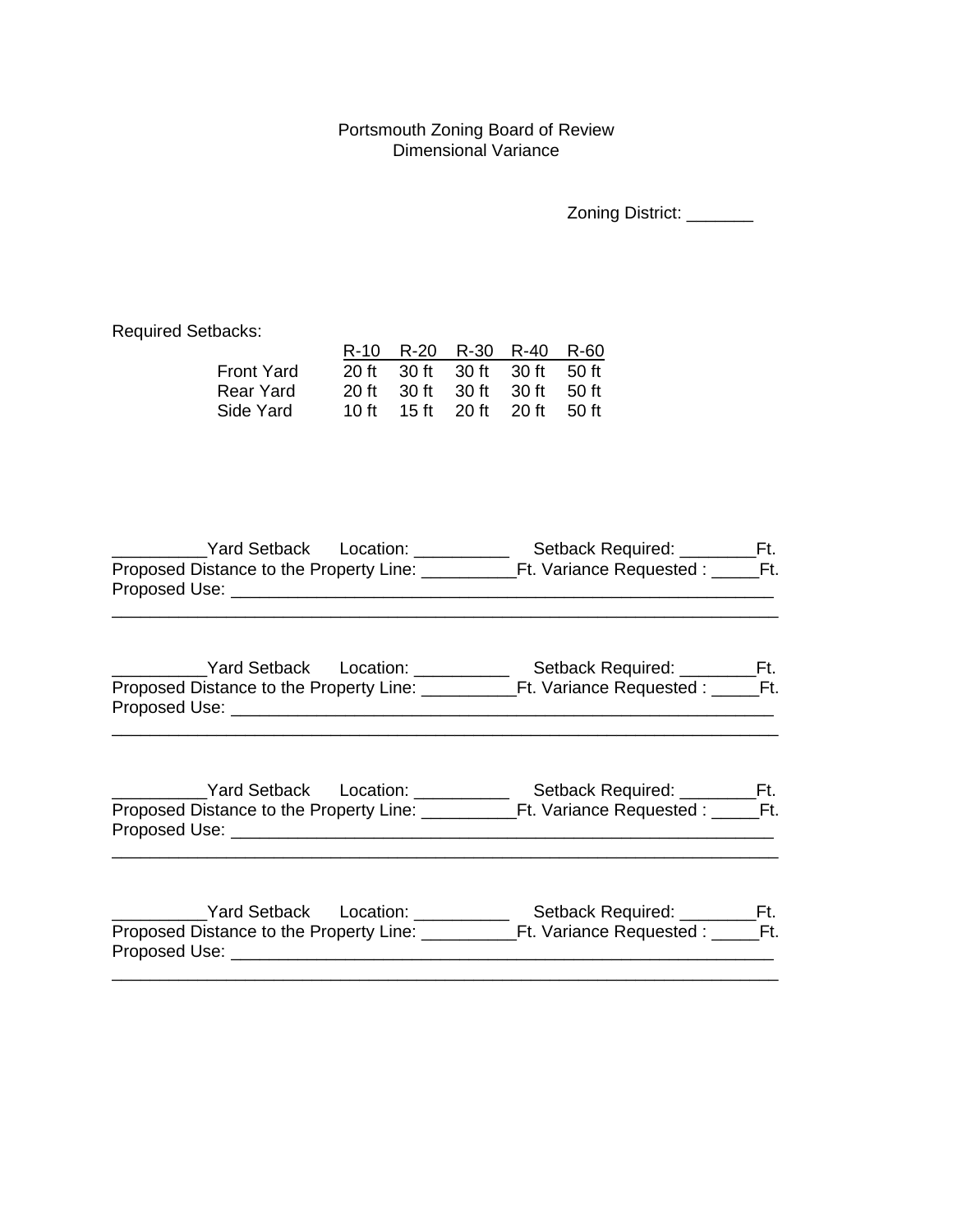Portsmouth Zoning Board of Review
Dimensional Variance

Zoning District: _______

Required Setbacks:

| | R-10 | R-20 | R-30 | R-40 | R-60 |
|---|---|---|---|---|---|
| Front Yard | 20 ft | 30 ft | 30 ft | 30 ft | 50 ft |
| Rear Yard | 20 ft | 30 ft | 30 ft | 30 ft | 50 ft |
| Side Yard | 10 ft | 15 ft | 20 ft | 20 ft | 50 ft |

__________Yard Setback Location: __________ Setback Required: ________Ft.
Proposed Distance to the Property Line: __________Ft. Variance Requested : _____Ft.
Proposed Use: ___________________________________________________________
_________________________________________________________________________

__________Yard Setback Location: __________ Setback Required: ________Ft.
Proposed Distance to the Property Line: __________Ft. Variance Requested : _____Ft.
Proposed Use: ___________________________________________________________
_________________________________________________________________________

__________Yard Setback Location: __________ Setback Required: ________Ft.
Proposed Distance to the Property Line: __________Ft. Variance Requested : _____Ft.
Proposed Use: ___________________________________________________________
_________________________________________________________________________

__________Yard Setback Location: __________ Setback Required: ________Ft.
Proposed Distance to the Property Line: __________Ft. Variance Requested : _____Ft.
Proposed Use: ___________________________________________________________
_________________________________________________________________________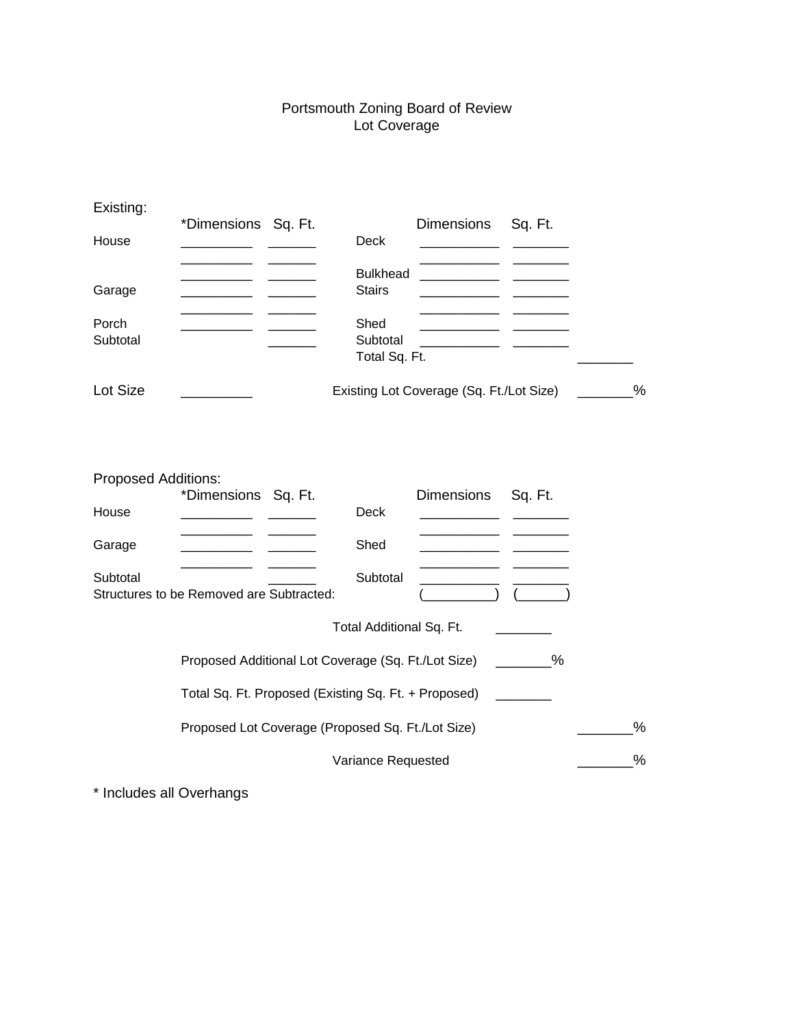# Portsmouth Zoning Board of Review
## Lot Coverage

### Existing:

| | *Dimensions | Sq. Ft. | | Dimensions | Sq. Ft. | |
|---|---|---|---|---|---|---|
| House | _________ | ______ | Deck | __________ | _______ | |
| | _________ | ______ | | __________ | _______ | |
| | _________ | ______ | Bulkhead | __________ | _______ | |
| Garage | _________ | ______ | Stairs | __________ | _______ | |
| | _________ | ______ | | __________ | _______ | |
| Porch | _________ | ______ | Shed | __________ | _______ | |
| Subtotal | | ______ | Subtotal | __________ | _______ | |
| | | | Total Sq. Ft. | | | _______ |

Lot Size _________ Existing Lot Coverage (Sq. Ft./Lot Size) _______%

### Proposed Additions:

| | *Dimensions | Sq. Ft. | | Dimensions | Sq. Ft. |
|---|---|---|---|---|---|
| House | _________ | ______ | Deck | __________ | _______ |
| | _________ | ______ | | __________ | _______ |
| Garage | _________ | ______ | Shed | __________ | _______ |
| | _________ | ______ | | __________ | _______ |
| Subtotal | | ______ | Subtotal | __________ | _______ |

Structures to be Removed are Subtracted: (__________) (______)

Total Additional Sq. Ft. _______

Proposed Additional Lot Coverage (Sq. Ft./Lot Size) _______%

Total Sq. Ft. Proposed (Existing Sq. Ft. + Proposed) _______

Proposed Lot Coverage (Proposed Sq. Ft./Lot Size) _______%

Variance Requested _______%

* Includes all Overhangs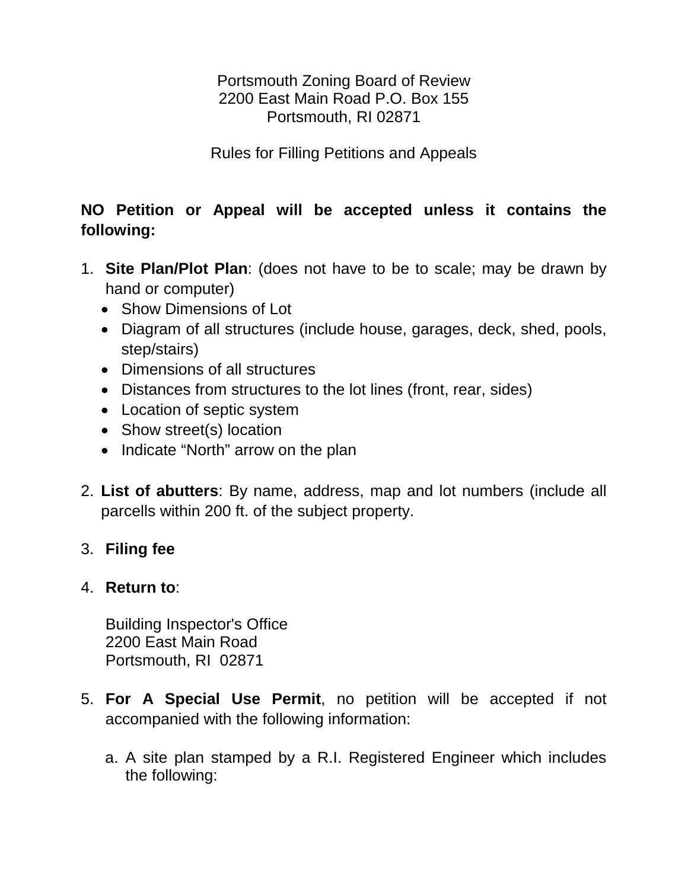Portsmouth Zoning Board of Review
2200 East Main Road P.O. Box 155
Portsmouth, RI 02871

Rules for Filling Petitions and Appeals

**NO Petition or Appeal will be accepted unless it contains the following:**

1. **Site Plan/Plot Plan**: (does not have to be to scale; may be drawn by hand or computer)
   - Show Dimensions of Lot
   - Diagram of all structures (include house, garages, deck, shed, pools, step/stairs)
   - Dimensions of all structures
   - Distances from structures to the lot lines (front, rear, sides)
   - Location of septic system
   - Show street(s) location
   - Indicate "North" arrow on the plan

2. **List of abutters**: By name, address, map and lot numbers (include all parcells within 200 ft. of the subject property.

3. **Filing fee**

4. **Return to**:

   Building Inspector's Office
   2200 East Main Road
   Portsmouth, RI 02871

5. **For A Special Use Permit**, no petition will be accepted if not accompanied with the following information:

   a. A site plan stamped by a R.I. Registered Engineer which includes the following: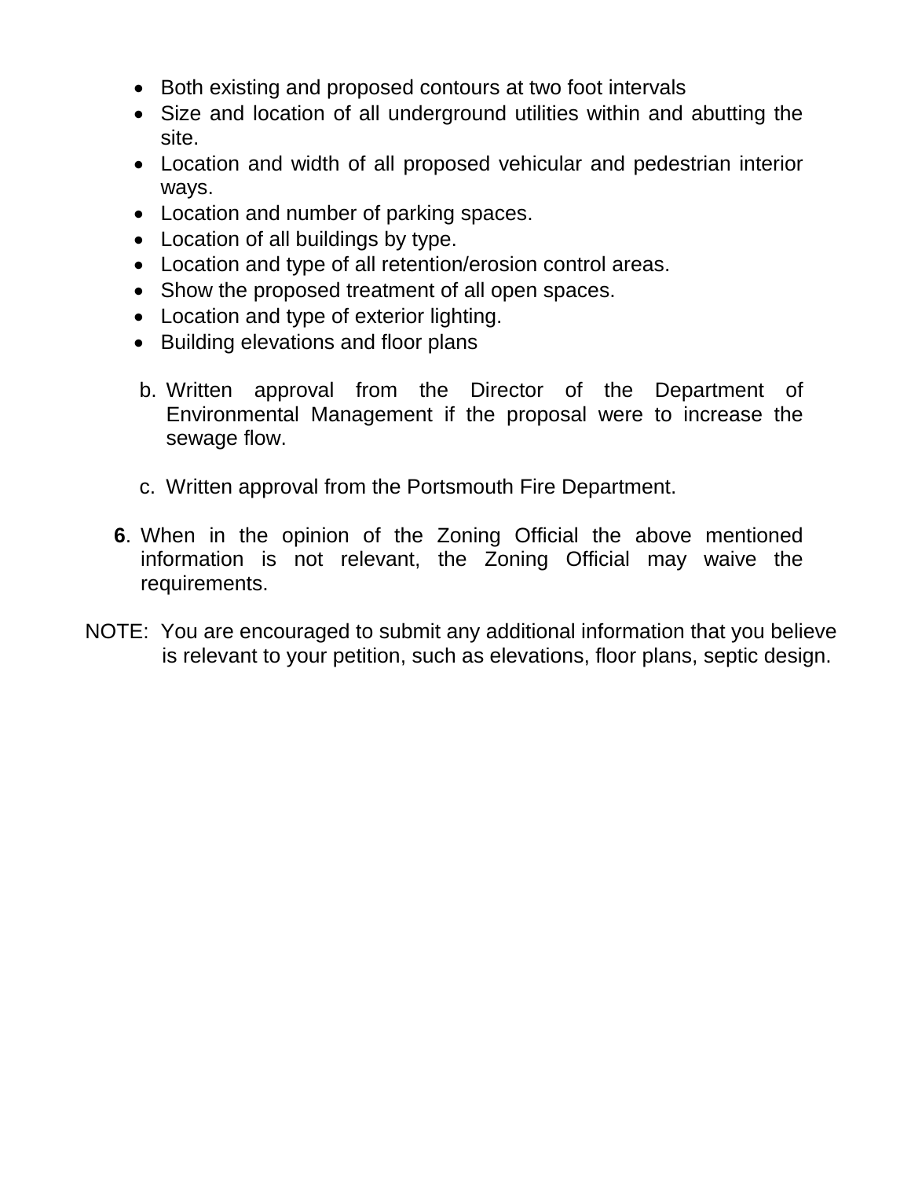- Both existing and proposed contours at two foot intervals
- Size and location of all underground utilities within and abutting the site.
- Location and width of all proposed vehicular and pedestrian interior ways.
- Location and number of parking spaces.
- Location of all buildings by type.
- Location and type of all retention/erosion control areas.
- Show the proposed treatment of all open spaces.
- Location and type of exterior lighting.
- Building elevations and floor plans

b. Written approval from the Director of the Department of Environmental Management if the proposal were to increase the sewage flow.

c. Written approval from the Portsmouth Fire Department.

**6**. When in the opinion of the Zoning Official the above mentioned information is not relevant, the Zoning Official may waive the requirements.

NOTE: You are encouraged to submit any additional information that you believe is relevant to your petition, such as elevations, floor plans, septic design.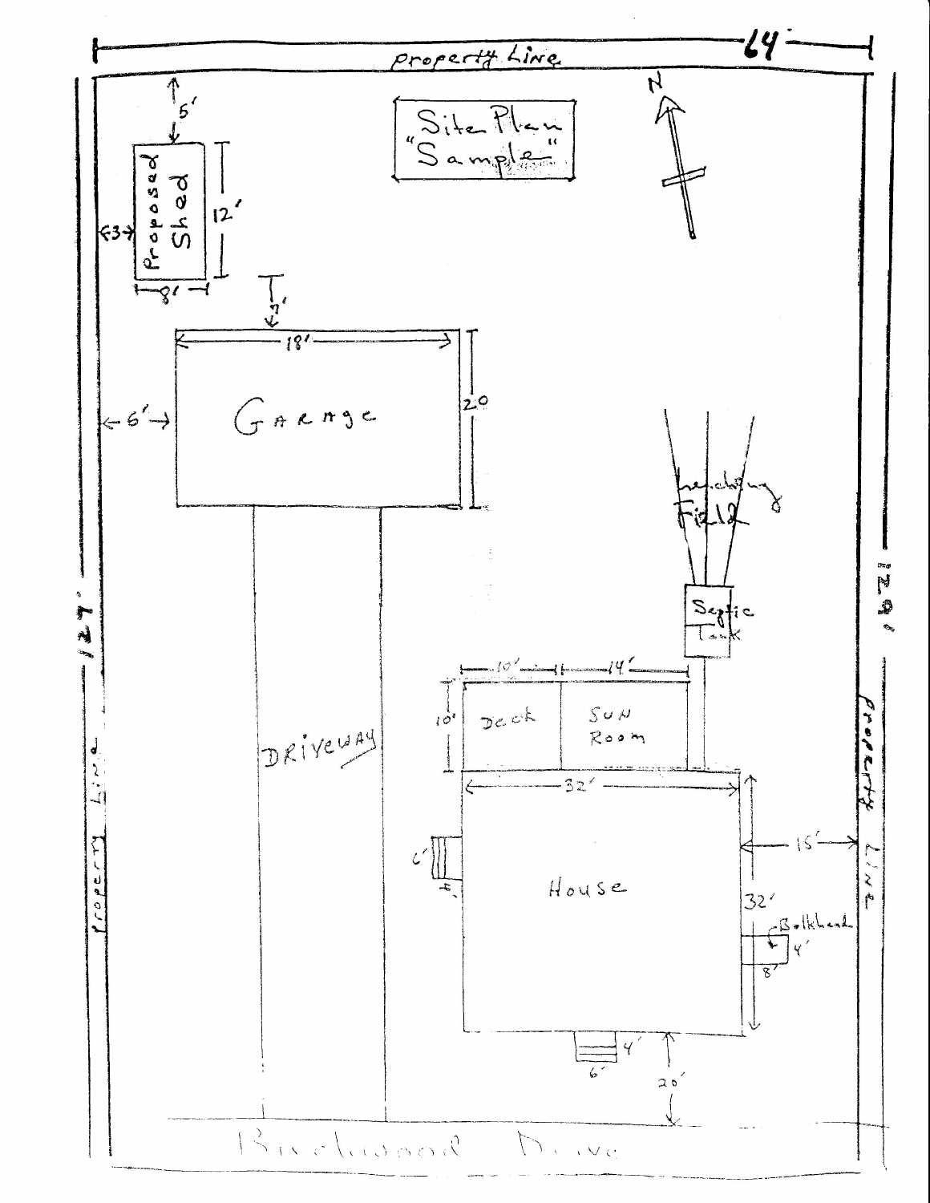Property Line — 64'

Site Plan "Sample"

N

5'

Proposed Shed

12'

3'

8'

3'

18'

Garage

6'

20

Leaching Field

Septic Tank

10' 14'

10' Deck

Sun Room

Driveway

32'

6'

4'

House

15'

32'

Bulkhead

4'

8'

4'

6'

20'

Beechwood Drive

Property Line — 127'

Property Line — 129'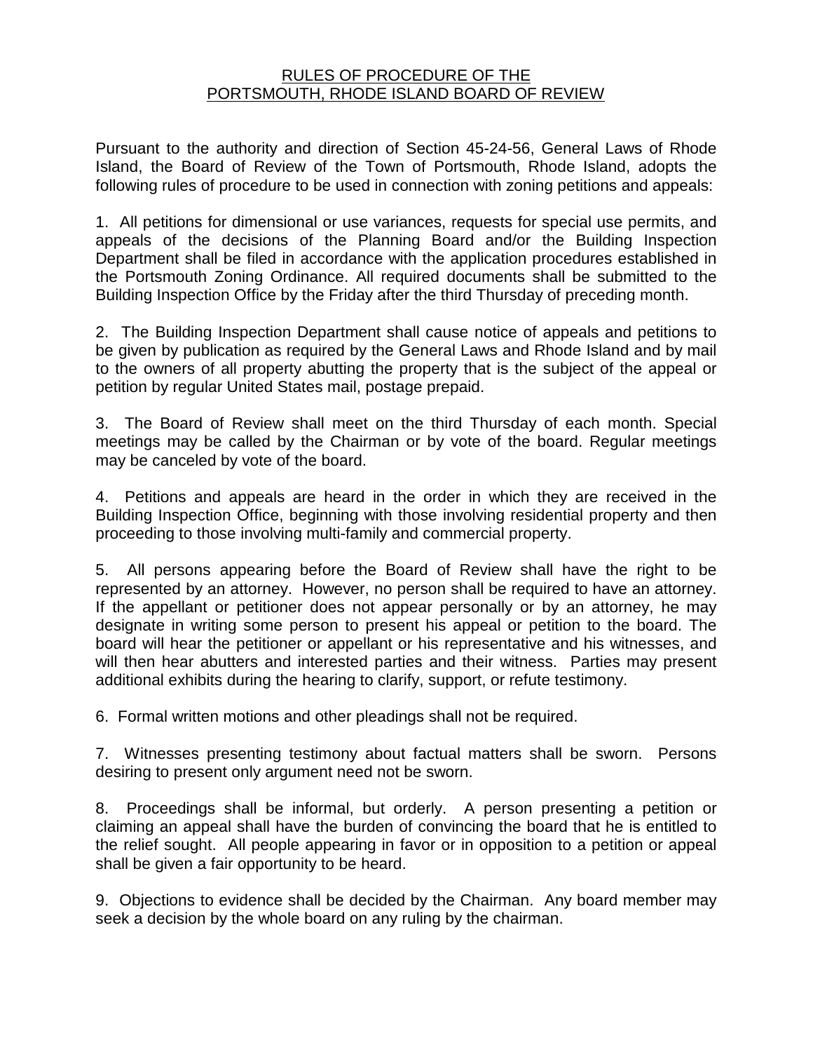# RULES OF PROCEDURE OF THE PORTSMOUTH, RHODE ISLAND BOARD OF REVIEW

Pursuant to the authority and direction of Section 45-24-56, General Laws of Rhode Island, the Board of Review of the Town of Portsmouth, Rhode Island, adopts the following rules of procedure to be used in connection with zoning petitions and appeals:

1. All petitions for dimensional or use variances, requests for special use permits, and appeals of the decisions of the Planning Board and/or the Building Inspection Department shall be filed in accordance with the application procedures established in the Portsmouth Zoning Ordinance. All required documents shall be submitted to the Building Inspection Office by the Friday after the third Thursday of preceding month.

2. The Building Inspection Department shall cause notice of appeals and petitions to be given by publication as required by the General Laws and Rhode Island and by mail to the owners of all property abutting the property that is the subject of the appeal or petition by regular United States mail, postage prepaid.

3. The Board of Review shall meet on the third Thursday of each month. Special meetings may be called by the Chairman or by vote of the board. Regular meetings may be canceled by vote of the board.

4. Petitions and appeals are heard in the order in which they are received in the Building Inspection Office, beginning with those involving residential property and then proceeding to those involving multi-family and commercial property.

5. All persons appearing before the Board of Review shall have the right to be represented by an attorney. However, no person shall be required to have an attorney. If the appellant or petitioner does not appear personally or by an attorney, he may designate in writing some person to present his appeal or petition to the board. The board will hear the petitioner or appellant or his representative and his witnesses, and will then hear abutters and interested parties and their witness. Parties may present additional exhibits during the hearing to clarify, support, or refute testimony.

6. Formal written motions and other pleadings shall not be required.

7. Witnesses presenting testimony about factual matters shall be sworn. Persons desiring to present only argument need not be sworn.

8. Proceedings shall be informal, but orderly. A person presenting a petition or claiming an appeal shall have the burden of convincing the board that he is entitled to the relief sought. All people appearing in favor or in opposition to a petition or appeal shall be given a fair opportunity to be heard.

9. Objections to evidence shall be decided by the Chairman. Any board member may seek a decision by the whole board on any ruling by the chairman.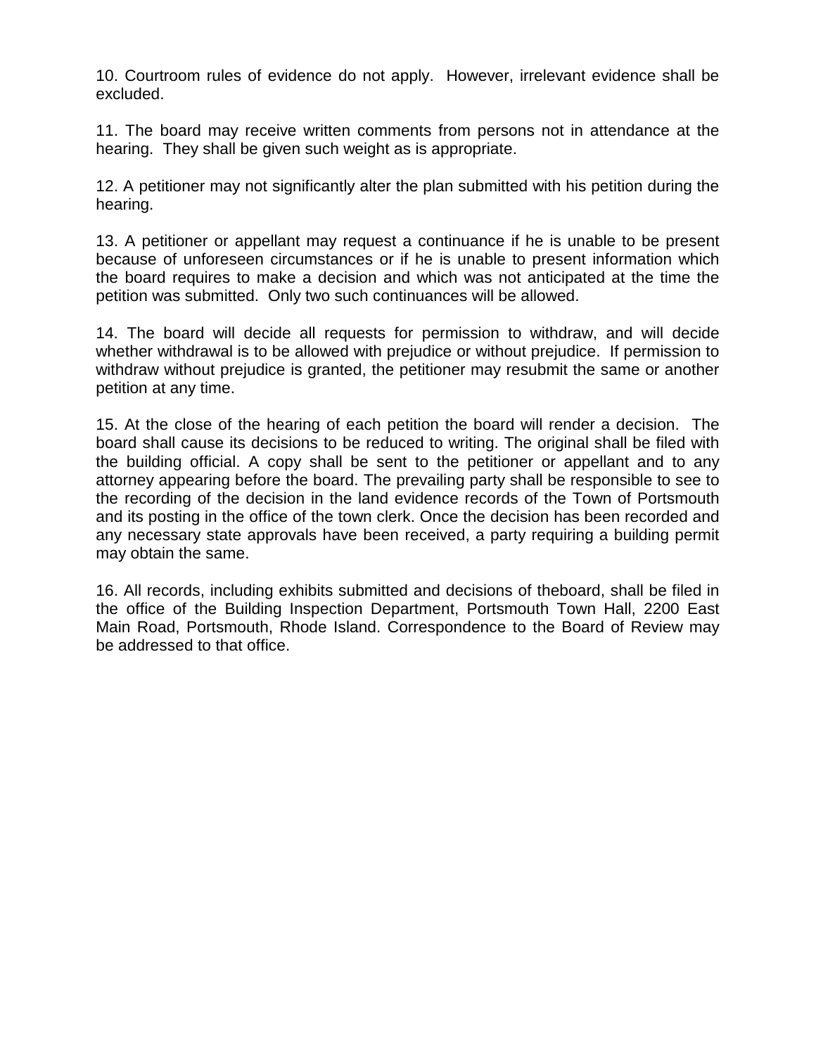10. Courtroom rules of evidence do not apply. However, irrelevant evidence shall be excluded.

11. The board may receive written comments from persons not in attendance at the hearing. They shall be given such weight as is appropriate.

12. A petitioner may not significantly alter the plan submitted with his petition during the hearing.

13. A petitioner or appellant may request a continuance if he is unable to be present because of unforeseen circumstances or if he is unable to present information which the board requires to make a decision and which was not anticipated at the time the petition was submitted. Only two such continuances will be allowed.

14. The board will decide all requests for permission to withdraw, and will decide whether withdrawal is to be allowed with prejudice or without prejudice. If permission to withdraw without prejudice is granted, the petitioner may resubmit the same or another petition at any time.

15. At the close of the hearing of each petition the board will render a decision. The board shall cause its decisions to be reduced to writing. The original shall be filed with the building official. A copy shall be sent to the petitioner or appellant and to any attorney appearing before the board. The prevailing party shall be responsible to see to the recording of the decision in the land evidence records of the Town of Portsmouth and its posting in the office of the town clerk. Once the decision has been recorded and any necessary state approvals have been received, a party requiring a building permit may obtain the same.

16. All records, including exhibits submitted and decisions of theboard, shall be filed in the office of the Building Inspection Department, Portsmouth Town Hall, 2200 East Main Road, Portsmouth, Rhode Island. Correspondence to the Board of Review may be addressed to that office.